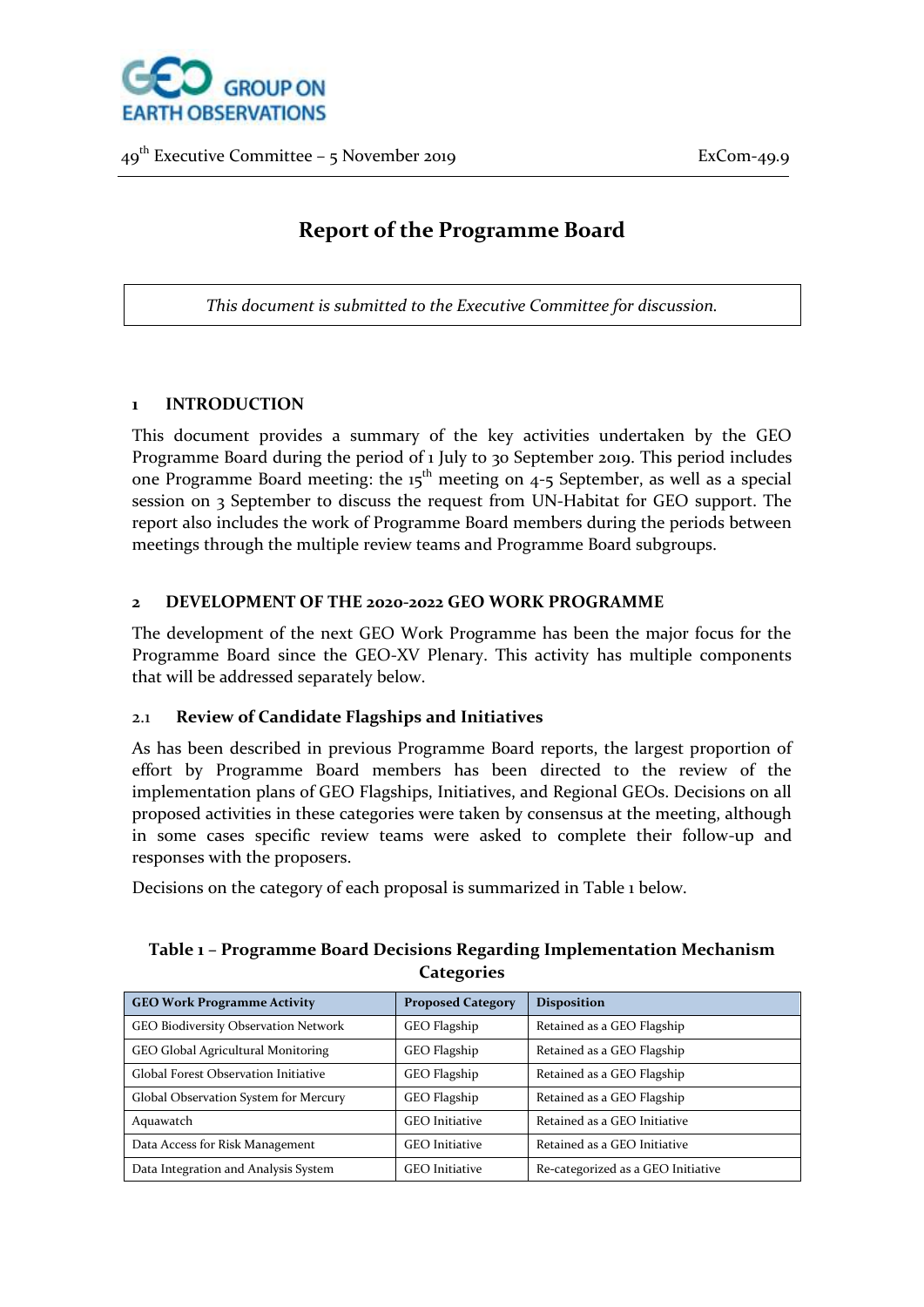49th Executive Committee – 5 November 2019 ExCom-49.9

# Report of the Programme Board

*This document is submitted to the Executive Committee for discussion.*

## 1 INTRODUCTION

This document provides a summary of the key activities undertaken by the GEO Programme Board during the period of 1 July to 30 September 2019. This period includes one Programme Board meeting: the 15th meeting on 4-5 September, as well as a special session on 3 September to discuss the request from UN-Habitat for GEO support. The report also includes the work of Programme Board members during the periods between meetings through the multiple review teams and Programme Board subgroups.

## 2 DEVELOPMENT OF THE 2020-2022 GEO WORK PROGRAMME

The development of the next GEO Work Programme has been the major focus for the Programme Board since the GEO-XV Plenary. This activity has multiple components that will be addressed separately below.

### 2.1 Review of Candidate Flagships and Initiatives

As has been described in previous Programme Board reports, the largest proportion of effort by Programme Board members has been directed to the review of the implementation plans of GEO Flagships, Initiatives, and Regional GEOs. Decisions on all proposed activities in these categories were taken by consensus at the meeting, although in some cases specific review teams were asked to complete their follow-up and responses with the proposers.

Decisions on the category of each proposal is summarized in Table 1 below.

**Table 1 – Programme Board Decisions Regarding Implementation Mechanism Categories**

| GEO Work Programme Activity | Proposed Category | Disposition |
|---|---|---|
| GEO Biodiversity Observation Network | GEO Flagship | Retained as a GEO Flagship |
| GEO Global Agricultural Monitoring | GEO Flagship | Retained as a GEO Flagship |
| Global Forest Observation Initiative | GEO Flagship | Retained as a GEO Flagship |
| Global Observation System for Mercury | GEO Flagship | Retained as a GEO Flagship |
| Aquawatch | GEO Initiative | Retained as a GEO Initiative |
| Data Access for Risk Management | GEO Initiative | Retained as a GEO Initiative |
| Data Integration and Analysis System | GEO Initiative | Re-categorized as a GEO Initiative |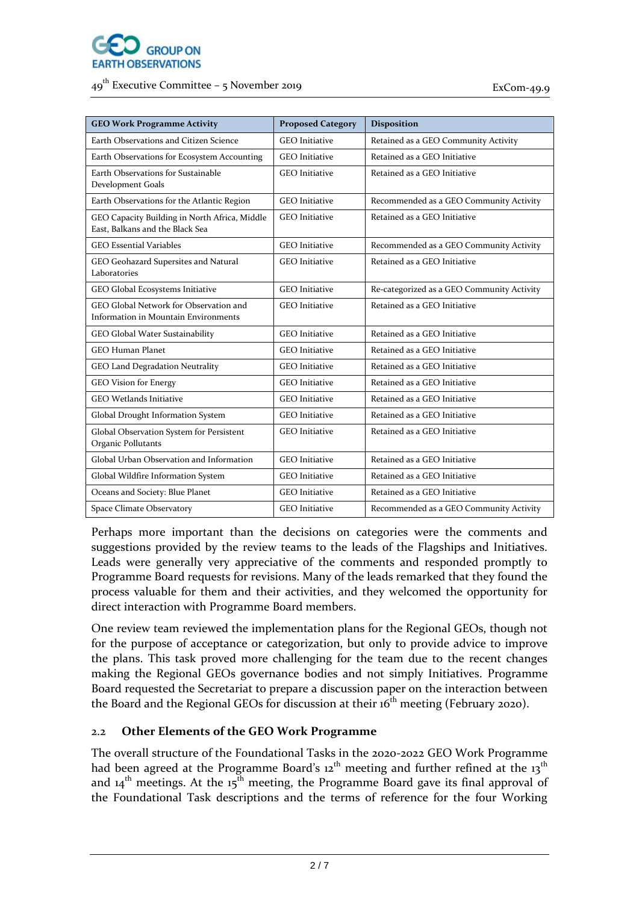| GEO Work Programme Activity | Proposed Category | Disposition |
|---|---|---|
| Earth Observations and Citizen Science | GEO Initiative | Retained as a GEO Community Activity |
| Earth Observations for Ecosystem Accounting | GEO Initiative | Retained as a GEO Initiative |
| Earth Observations for Sustainable Development Goals | GEO Initiative | Retained as a GEO Initiative |
| Earth Observations for the Atlantic Region | GEO Initiative | Recommended as a GEO Community Activity |
| GEO Capacity Building in North Africa, Middle East, Balkans and the Black Sea | GEO Initiative | Retained as a GEO Initiative |
| GEO Essential Variables | GEO Initiative | Recommended as a GEO Community Activity |
| GEO Geohazard Supersites and Natural Laboratories | GEO Initiative | Retained as a GEO Initiative |
| GEO Global Ecosystems Initiative | GEO Initiative | Re-categorized as a GEO Community Activity |
| GEO Global Network for Observation and Information in Mountain Environments | GEO Initiative | Retained as a GEO Initiative |
| GEO Global Water Sustainability | GEO Initiative | Retained as a GEO Initiative |
| GEO Human Planet | GEO Initiative | Retained as a GEO Initiative |
| GEO Land Degradation Neutrality | GEO Initiative | Retained as a GEO Initiative |
| GEO Vision for Energy | GEO Initiative | Retained as a GEO Initiative |
| GEO Wetlands Initiative | GEO Initiative | Retained as a GEO Initiative |
| Global Drought Information System | GEO Initiative | Retained as a GEO Initiative |
| Global Observation System for Persistent Organic Pollutants | GEO Initiative | Retained as a GEO Initiative |
| Global Urban Observation and Information | GEO Initiative | Retained as a GEO Initiative |
| Global Wildfire Information System | GEO Initiative | Retained as a GEO Initiative |
| Oceans and Society: Blue Planet | GEO Initiative | Retained as a GEO Initiative |
| Space Climate Observatory | GEO Initiative | Recommended as a GEO Community Activity |

Perhaps more important than the decisions on categories were the comments and suggestions provided by the review teams to the leads of the Flagships and Initiatives. Leads were generally very appreciative of the comments and responded promptly to Programme Board requests for revisions. Many of the leads remarked that they found the process valuable for them and their activities, and they welcomed the opportunity for direct interaction with Programme Board members.

One review team reviewed the implementation plans for the Regional GEOs, though not for the purpose of acceptance or categorization, but only to provide advice to improve the plans. This task proved more challenging for the team due to the recent changes making the Regional GEOs governance bodies and not simply Initiatives. Programme Board requested the Secretariat to prepare a discussion paper on the interaction between the Board and the Regional GEOs for discussion at their 16th meeting (February 2020).

### 2.2 Other Elements of the GEO Work Programme

The overall structure of the Foundational Tasks in the 2020-2022 GEO Work Programme had been agreed at the Programme Board's 12th meeting and further refined at the 13th and 14th meetings. At the 15th meeting, the Programme Board gave its final approval of the Foundational Task descriptions and the terms of reference for the four Working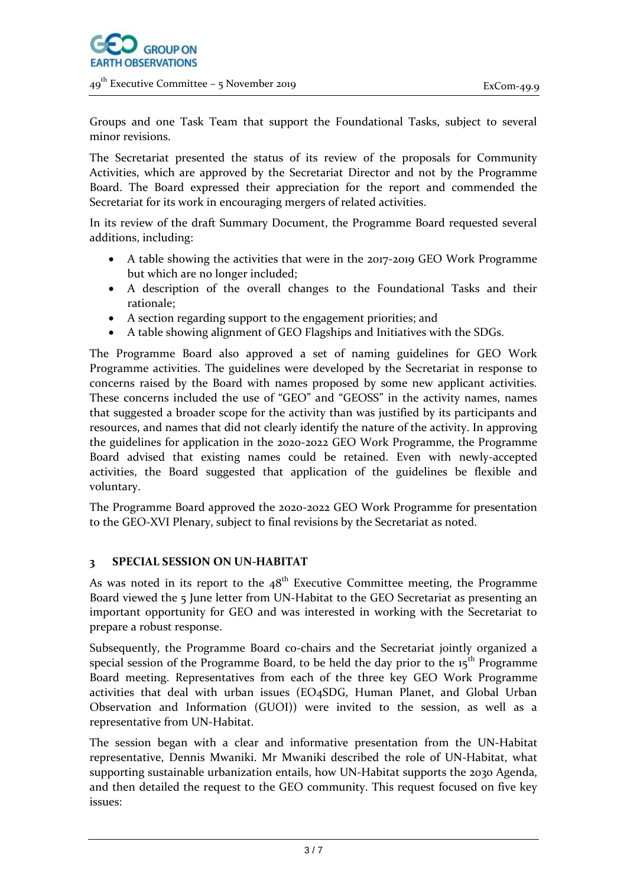Groups and one Task Team that support the Foundational Tasks, subject to several minor revisions.

The Secretariat presented the status of its review of the proposals for Community Activities, which are approved by the Secretariat Director and not by the Programme Board. The Board expressed their appreciation for the report and commended the Secretariat for its work in encouraging mergers of related activities.

In its review of the draft Summary Document, the Programme Board requested several additions, including:

- A table showing the activities that were in the 2017-2019 GEO Work Programme but which are no longer included;
- A description of the overall changes to the Foundational Tasks and their rationale;
- A section regarding support to the engagement priorities; and
- A table showing alignment of GEO Flagships and Initiatives with the SDGs.

The Programme Board also approved a set of naming guidelines for GEO Work Programme activities. The guidelines were developed by the Secretariat in response to concerns raised by the Board with names proposed by some new applicant activities. These concerns included the use of "GEO" and "GEOSS" in the activity names, names that suggested a broader scope for the activity than was justified by its participants and resources, and names that did not clearly identify the nature of the activity. In approving the guidelines for application in the 2020-2022 GEO Work Programme, the Programme Board advised that existing names could be retained. Even with newly-accepted activities, the Board suggested that application of the guidelines be flexible and voluntary.

The Programme Board approved the 2020-2022 GEO Work Programme for presentation to the GEO-XVI Plenary, subject to final revisions by the Secretariat as noted.

## 3 SPECIAL SESSION ON UN-HABITAT

As was noted in its report to the 48th Executive Committee meeting, the Programme Board viewed the 5 June letter from UN-Habitat to the GEO Secretariat as presenting an important opportunity for GEO and was interested in working with the Secretariat to prepare a robust response.

Subsequently, the Programme Board co-chairs and the Secretariat jointly organized a special session of the Programme Board, to be held the day prior to the 15th Programme Board meeting. Representatives from each of the three key GEO Work Programme activities that deal with urban issues (EO4SDG, Human Planet, and Global Urban Observation and Information (GUOI)) were invited to the session, as well as a representative from UN-Habitat.

The session began with a clear and informative presentation from the UN-Habitat representative, Dennis Mwaniki. Mr Mwaniki described the role of UN-Habitat, what supporting sustainable urbanization entails, how UN-Habitat supports the 2030 Agenda, and then detailed the request to the GEO community. This request focused on five key issues: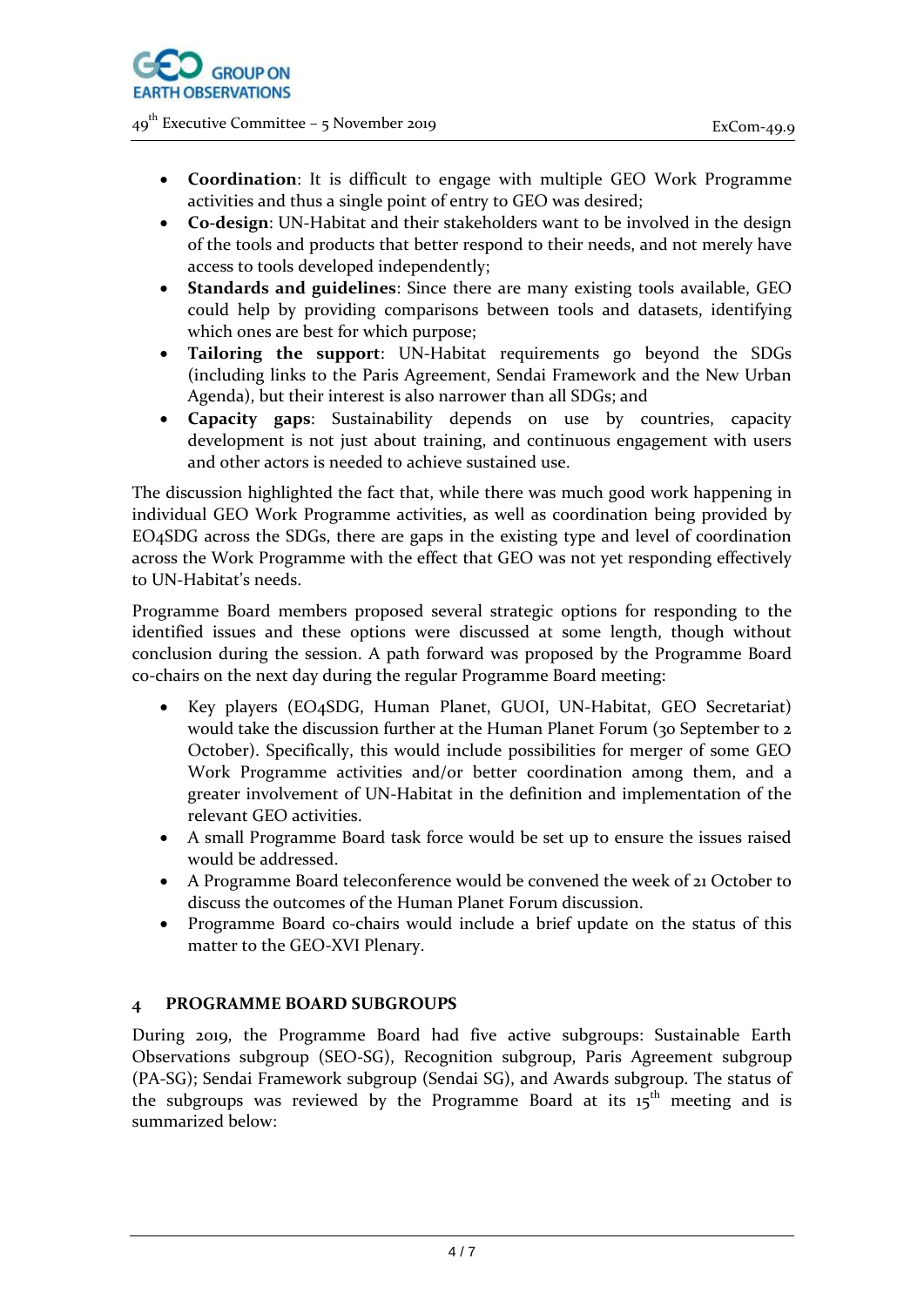- **Coordination**: It is difficult to engage with multiple GEO Work Programme activities and thus a single point of entry to GEO was desired;
- **Co-design**: UN-Habitat and their stakeholders want to be involved in the design of the tools and products that better respond to their needs, and not merely have access to tools developed independently;
- **Standards and guidelines**: Since there are many existing tools available, GEO could help by providing comparisons between tools and datasets, identifying which ones are best for which purpose;
- **Tailoring the support**: UN-Habitat requirements go beyond the SDGs (including links to the Paris Agreement, Sendai Framework and the New Urban Agenda), but their interest is also narrower than all SDGs; and
- **Capacity gaps**: Sustainability depends on use by countries, capacity development is not just about training, and continuous engagement with users and other actors is needed to achieve sustained use.

The discussion highlighted the fact that, while there was much good work happening in individual GEO Work Programme activities, as well as coordination being provided by EO4SDG across the SDGs, there are gaps in the existing type and level of coordination across the Work Programme with the effect that GEO was not yet responding effectively to UN-Habitat's needs.

Programme Board members proposed several strategic options for responding to the identified issues and these options were discussed at some length, though without conclusion during the session. A path forward was proposed by the Programme Board co-chairs on the next day during the regular Programme Board meeting:

- Key players (EO4SDG, Human Planet, GUOI, UN-Habitat, GEO Secretariat) would take the discussion further at the Human Planet Forum (30 September to 2 October). Specifically, this would include possibilities for merger of some GEO Work Programme activities and/or better coordination among them, and a greater involvement of UN-Habitat in the definition and implementation of the relevant GEO activities.
- A small Programme Board task force would be set up to ensure the issues raised would be addressed.
- A Programme Board teleconference would be convened the week of 21 October to discuss the outcomes of the Human Planet Forum discussion.
- Programme Board co-chairs would include a brief update on the status of this matter to the GEO-XVI Plenary.

## 4 PROGRAMME BOARD SUBGROUPS

During 2019, the Programme Board had five active subgroups: Sustainable Earth Observations subgroup (SEO-SG), Recognition subgroup, Paris Agreement subgroup (PA-SG); Sendai Framework subgroup (Sendai SG), and Awards subgroup. The status of the subgroups was reviewed by the Programme Board at its 15th meeting and is summarized below: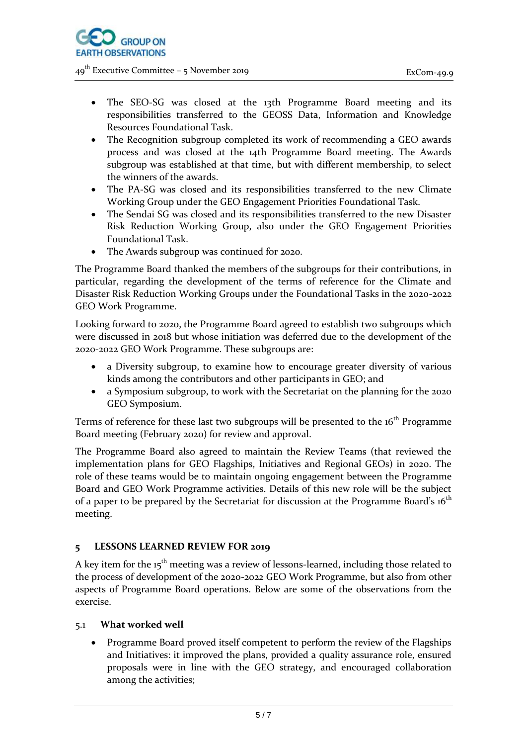- The SEO-SG was closed at the 13th Programme Board meeting and its responsibilities transferred to the GEOSS Data, Information and Knowledge Resources Foundational Task.
- The Recognition subgroup completed its work of recommending a GEO awards process and was closed at the 14th Programme Board meeting. The Awards subgroup was established at that time, but with different membership, to select the winners of the awards.
- The PA-SG was closed and its responsibilities transferred to the new Climate Working Group under the GEO Engagement Priorities Foundational Task.
- The Sendai SG was closed and its responsibilities transferred to the new Disaster Risk Reduction Working Group, also under the GEO Engagement Priorities Foundational Task.
- The Awards subgroup was continued for 2020.

The Programme Board thanked the members of the subgroups for their contributions, in particular, regarding the development of the terms of reference for the Climate and Disaster Risk Reduction Working Groups under the Foundational Tasks in the 2020-2022 GEO Work Programme.

Looking forward to 2020, the Programme Board agreed to establish two subgroups which were discussed in 2018 but whose initiation was deferred due to the development of the 2020-2022 GEO Work Programme. These subgroups are:

- a Diversity subgroup, to examine how to encourage greater diversity of various kinds among the contributors and other participants in GEO; and
- a Symposium subgroup, to work with the Secretariat on the planning for the 2020 GEO Symposium.

Terms of reference for these last two subgroups will be presented to the 16th Programme Board meeting (February 2020) for review and approval.

The Programme Board also agreed to maintain the Review Teams (that reviewed the implementation plans for GEO Flagships, Initiatives and Regional GEOs) in 2020. The role of these teams would be to maintain ongoing engagement between the Programme Board and GEO Work Programme activities. Details of this new role will be the subject of a paper to be prepared by the Secretariat for discussion at the Programme Board's 16th meeting.

## 5 LESSONS LEARNED REVIEW FOR 2019

A key item for the 15th meeting was a review of lessons-learned, including those related to the process of development of the 2020-2022 GEO Work Programme, but also from other aspects of Programme Board operations. Below are some of the observations from the exercise.

### 5.1 What worked well

- Programme Board proved itself competent to perform the review of the Flagships and Initiatives: it improved the plans, provided a quality assurance role, ensured proposals were in line with the GEO strategy, and encouraged collaboration among the activities;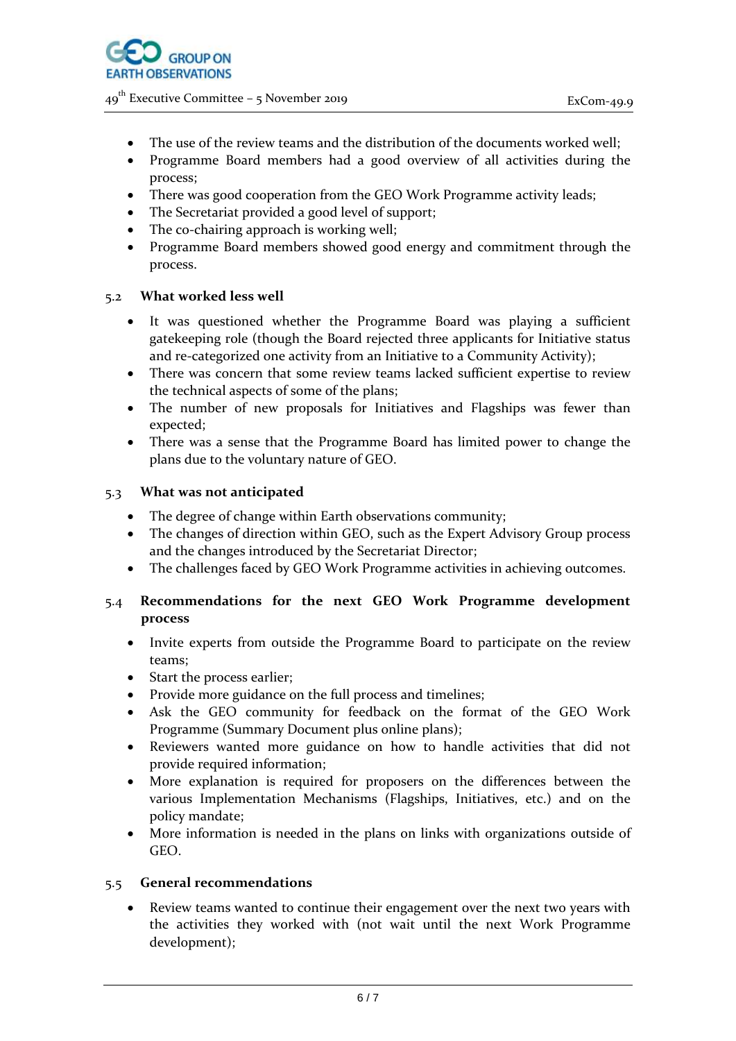- The use of the review teams and the distribution of the documents worked well;
- Programme Board members had a good overview of all activities during the process;
- There was good cooperation from the GEO Work Programme activity leads;
- The Secretariat provided a good level of support;
- The co-chairing approach is working well;
- Programme Board members showed good energy and commitment through the process.

### 5.2 What worked less well

- It was questioned whether the Programme Board was playing a sufficient gatekeeping role (though the Board rejected three applicants for Initiative status and re-categorized one activity from an Initiative to a Community Activity);
- There was concern that some review teams lacked sufficient expertise to review the technical aspects of some of the plans;
- The number of new proposals for Initiatives and Flagships was fewer than expected;
- There was a sense that the Programme Board has limited power to change the plans due to the voluntary nature of GEO.

### 5.3 What was not anticipated

- The degree of change within Earth observations community;
- The changes of direction within GEO, such as the Expert Advisory Group process and the changes introduced by the Secretariat Director;
- The challenges faced by GEO Work Programme activities in achieving outcomes.

### 5.4 Recommendations for the next GEO Work Programme development process

- Invite experts from outside the Programme Board to participate on the review teams;
- Start the process earlier;
- Provide more guidance on the full process and timelines;
- Ask the GEO community for feedback on the format of the GEO Work Programme (Summary Document plus online plans);
- Reviewers wanted more guidance on how to handle activities that did not provide required information;
- More explanation is required for proposers on the differences between the various Implementation Mechanisms (Flagships, Initiatives, etc.) and on the policy mandate;
- More information is needed in the plans on links with organizations outside of GEO.

### 5.5 General recommendations

- Review teams wanted to continue their engagement over the next two years with the activities they worked with (not wait until the next Work Programme development);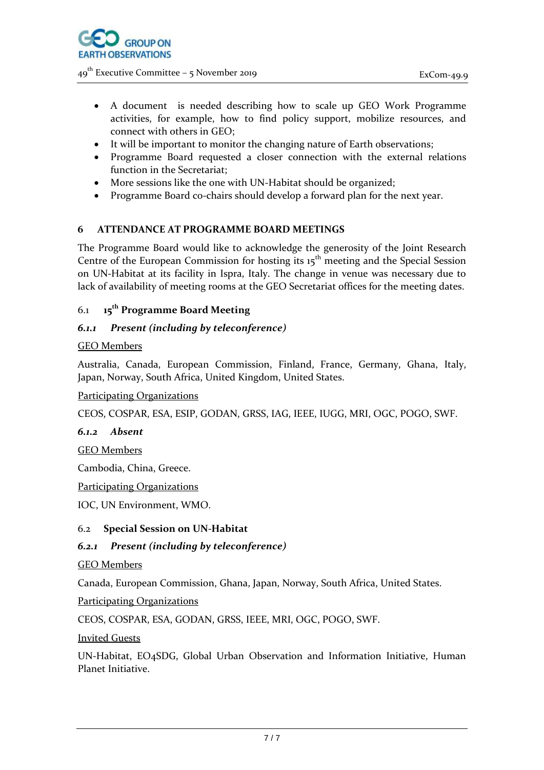- A document is needed describing how to scale up GEO Work Programme activities, for example, how to find policy support, mobilize resources, and connect with others in GEO;
- It will be important to monitor the changing nature of Earth observations;
- Programme Board requested a closer connection with the external relations function in the Secretariat;
- More sessions like the one with UN-Habitat should be organized;
- Programme Board co-chairs should develop a forward plan for the next year.

## 6 ATTENDANCE AT PROGRAMME BOARD MEETINGS

The Programme Board would like to acknowledge the generosity of the Joint Research Centre of the European Commission for hosting its 15th meeting and the Special Session on UN-Habitat at its facility in Ispra, Italy. The change in venue was necessary due to lack of availability of meeting rooms at the GEO Secretariat offices for the meeting dates.

### 6.1 15th Programme Board Meeting

#### *6.1.1 Present (including by teleconference)*

GEO Members

Australia, Canada, European Commission, Finland, France, Germany, Ghana, Italy, Japan, Norway, South Africa, United Kingdom, United States.

Participating Organizations

CEOS, COSPAR, ESA, ESIP, GODAN, GRSS, IAG, IEEE, IUGG, MRI, OGC, POGO, SWF.

#### *6.1.2 Absent*

GEO Members

Cambodia, China, Greece.

Participating Organizations

IOC, UN Environment, WMO.

### 6.2 Special Session on UN-Habitat

#### *6.2.1 Present (including by teleconference)*

GEO Members

Canada, European Commission, Ghana, Japan, Norway, South Africa, United States.

Participating Organizations

CEOS, COSPAR, ESA, GODAN, GRSS, IEEE, MRI, OGC, POGO, SWF.

Invited Guests

UN-Habitat, EO4SDG, Global Urban Observation and Information Initiative, Human Planet Initiative.